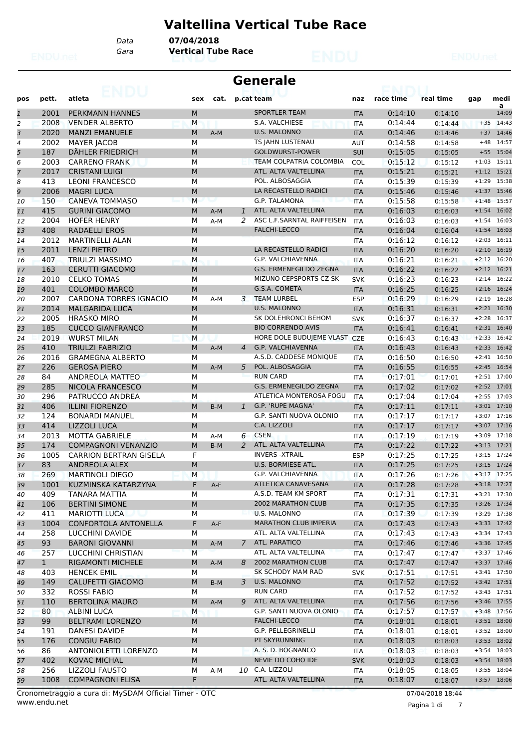# Valtellina Vertical Tube Race

Data **07/04/2018**
Gara **Vertical Tube Race**

## Generale

| pos | pett. | atleta | sex | cat. | p.cat | team | naz | race time | real time | gap | media |
|---|---|---|---|---|---|---|---|---|---|---|---|
| 1 | 2001 | PERKMANN HANNES | M | | | SPORTLER TEAM | ITA | 0:14:10 | 0:14:10 | | 14:09 |
| 2 | 2008 | VENDER ALBERTO | M | | | S.A. VALCHIESE | ITA | 0:14:44 | 0:14:44 | +35 | 14:43 |
| 3 | 2020 | MANZI EMANUELE | M | A-M | | U.S. MALONNO | ITA | 0:14:46 | 0:14:46 | +37 | 14:46 |
| 4 | 2002 | MAYER JACOB | M | | | TS JAHN LUSTENAU | AUT | 0:14:58 | 0:14:58 | +48 | 14:57 |
| 5 | 187 | DÄHLER FRIEDRICH | M | | | GOLDWURST-POWER | SUI | 0:15:05 | 0:15:05 | +55 | 15:04 |
| 6 | 2003 | CARRENO FRANK | M | | | TEAM COLPATRIA COLOMBIA | COL | 0:15:12 | 0:15:12 | +1:03 | 15:11 |
| 7 | 2017 | CRISTANI LUIGI | M | | | ATL. ALTA VALTELLINA | ITA | 0:15:21 | 0:15:21 | +1:12 | 15:21 |
| 8 | 413 | LEONI FRANCESCO | M | | | POL. ALBOSAGGIA | ITA | 0:15:39 | 0:15:39 | +1:29 | 15:38 |
| 9 | 2006 | MAGRI LUCA | M | | | LA RECASTELLO RADICI | ITA | 0:15:46 | 0:15:46 | +1:37 | 15:46 |
| 10 | 150 | CANEVA TOMMASO | M | | | G.P. TALAMONA | ITA | 0:15:58 | 0:15:58 | +1:48 | 15:57 |
| 11 | 415 | GURINI GIACOMO | M | A-M | 1 | ATL. ALTA VALTELLINA | ITA | 0:16:03 | 0:16:03 | +1:54 | 16:02 |
| 12 | 2004 | HOFER HENRY | M | A-M | 2 | ASC L.F.SARNTAL RAIFFEISEN | ITA | 0:16:03 | 0:16:03 | +1:54 | 16:03 |
| 13 | 408 | RADAELLI EROS | M | | | FALCHI-LECCO | ITA | 0:16:04 | 0:16:04 | +1:54 | 16:03 |
| 14 | 2012 | MARTINELLI ALAN | M | | | | ITA | 0:16:12 | 0:16:12 | +2:03 | 16:11 |
| 15 | 2011 | LENZI PIETRO | M | | | LA RECASTELLO RADICI | ITA | 0:16:20 | 0:16:20 | +2:10 | 16:19 |
| 16 | 407 | TRIULZI MASSIMO | M | | | G.P. VALCHIAVENNA | ITA | 0:16:21 | 0:16:21 | +2:12 | 16:20 |
| 17 | 163 | CERUTTI GIACOMO | M | | | G.S. ERMENEGILDO ZEGNA | ITA | 0:16:22 | 0:16:22 | +2:12 | 16:21 |
| 18 | 2010 | CELKO TOMAS | M | | | MIZUNO CEPSPORTS CZ SK | SVK | 0:16:23 | 0:16:23 | +2:14 | 16:22 |
| 19 | 401 | COLOMBO MARCO | M | | | G.S.A. COMETA | ITA | 0:16:25 | 0:16:25 | +2:16 | 16:24 |
| 20 | 2007 | CARDONA TORRES IGNACIO | M | A-M | 3 | TEAM LURBEL | ESP | 0:16:29 | 0:16:29 | +2:19 | 16:28 |
| 21 | 2014 | MALGARIDA LUCA | M | | | U.S. MALONNO | ITA | 0:16:31 | 0:16:31 | +2:21 | 16:30 |
| 22 | 2005 | HRASKO MIRO | M | | | SK DOLEHRONCI BEHOM | SVK | 0:16:37 | 0:16:37 | +2:28 | 16:37 |
| 23 | 185 | CUCCO GIANFRANCO | M | | | BIO CORRENDO AVIS | ITA | 0:16:41 | 0:16:41 | +2:31 | 16:40 |
| 24 | 2019 | WURST MILAN | M | | | HORE DOLE BUDUJEME VLAST | CZE | 0:16:43 | 0:16:43 | +2:33 | 16:42 |
| 25 | 410 | TRIULZI FABRIZIO | M | A-M | 4 | G.P. VALCHIAVENNA | ITA | 0:16:43 | 0:16:43 | +2:33 | 16:42 |
| 26 | 2016 | GRAMEGNA ALBERTO | M | | | A.S.D. CADDESE MONIQUE | ITA | 0:16:50 | 0:16:50 | +2:41 | 16:50 |
| 27 | 226 | GEROSA PIERO | M | A-M | 5 | POL. ALBOSAGGIA | ITA | 0:16:55 | 0:16:55 | +2:45 | 16:54 |
| 28 | 84 | ANDREOLA MATTEO | M | | | RUN CARD | ITA | 0:17:01 | 0:17:01 | +2:51 | 17:00 |
| 29 | 285 | NICOLA FRANCESCO | M | | | G.S. ERMENEGILDO ZEGNA | ITA | 0:17:02 | 0:17:02 | +2:52 | 17:01 |
| 30 | 296 | PATRUCCO ANDREA | M | | | ATLETICA MONTEROSA FOGU | ITA | 0:17:04 | 0:17:04 | +2:55 | 17:03 |
| 31 | 406 | ILLINI FIORENZO | M | B-M | 1 | G.P. 'RUPE MAGNA' | ITA | 0:17:11 | 0:17:11 | +3:01 | 17:10 |
| 32 | 124 | BONARDI MANUEL | M | | | G.P. SANTI NUOVA OLONIO | ITA | 0:17:17 | 0:17:17 | +3:07 | 17:16 |
| 33 | 414 | LIZZOLI LUCA | M | | | C.A. LIZZOLI | ITA | 0:17:17 | 0:17:17 | +3:07 | 17:16 |
| 34 | 2013 | MOTTA GABRIELE | M | A-M | 6 | CSEN | ITA | 0:17:19 | 0:17:19 | +3:09 | 17:18 |
| 35 | 174 | COMPAGNONI VENANZIO | M | B-M | 2 | ATL. ALTA VALTELLINA | ITA | 0:17:22 | 0:17:22 | +3:13 | 17:21 |
| 36 | 1005 | CARRION BERTRAN GISELA | F | | | INVERS -XTRAIL | ESP | 0:17:25 | 0:17:25 | +3:15 | 17:24 |
| 37 | 83 | ANDREOLA ALEX | M | | | U.S. BORMIESE ATL. | ITA | 0:17:25 | 0:17:25 | +3:15 | 17:24 |
| 38 | 269 | MARTINOLI DIEGO | M | | | G.P. VALCHIAVENNA | ITA | 0:17:26 | 0:17:26 | +3:17 | 17:25 |
| 39 | 1001 | KUZMINSKA KATARZYNA | F | A-F | | ATLETICA CANAVESANA | ITA | 0:17:28 | 0:17:28 | +3:18 | 17:27 |
| 40 | 409 | TANARA MATTIA | M | | | A.S.D. TEAM KM SPORT | ITA | 0:17:31 | 0:17:31 | +3:21 | 17:30 |
| 41 | 106 | BERTINI SIMONE | M | | | 2002 MARATHON CLUB | ITA | 0:17:35 | 0:17:35 | +3:26 | 17:34 |
| 42 | 411 | MARIOTTI LUCA | M | | | U.S. MALONNO | ITA | 0:17:39 | 0:17:39 | +3:29 | 17:38 |
| 43 | 1004 | CONFORTOLA ANTONELLA | F | A-F | | MARATHON CLUB IMPERIA | ITA | 0:17:43 | 0:17:43 | +3:33 | 17:42 |
| 44 | 258 | LUCCHINI DAVIDE | M | | | ATL. ALTA VALTELLINA | ITA | 0:17:43 | 0:17:43 | +3:34 | 17:43 |
| 45 | 93 | BARONI GIOVANNI | M | A-M | 7 | ATL. PARATICO | ITA | 0:17:46 | 0:17:46 | +3:36 | 17:45 |
| 46 | 257 | LUCCHINI CHRISTIAN | M | | | ATL. ALTA VALTELLINA | ITA | 0:17:47 | 0:17:47 | +3:37 | 17:46 |
| 47 | 1 | RIGAMONTI MICHELE | M | A-M | 8 | 2002 MARATHON CLUB | ITA | 0:17:47 | 0:17:47 | +3:37 | 17:46 |
| 48 | 403 | HENCEK EMIL | M | | | SK SCHODY MAM RAD | SVK | 0:17:51 | 0:17:51 | +3:41 | 17:50 |
| 49 | 149 | CALUFETTI GIACOMO | M | B-M | 3 | U.S. MALONNO | ITA | 0:17:52 | 0:17:52 | +3:42 | 17:51 |
| 50 | 332 | ROSSI FABIO | M | | | RUN CARD | ITA | 0:17:52 | 0:17:52 | +3:43 | 17:51 |
| 51 | 110 | BERTOLINA MAURO | M | A-M | 9 | ATL. ALTA VALTELLINA | ITA | 0:17:56 | 0:17:56 | +3:46 | 17:55 |
| 52 | 80 | ALBINI LUCA | M | | | G.P. SANTI NUOVA OLONIO | ITA | 0:17:57 | 0:17:57 | +3:48 | 17:56 |
| 53 | 99 | BELTRAMI LORENZO | M | | | FALCHI-LECCO | ITA | 0:18:01 | 0:18:01 | +3:51 | 18:00 |
| 54 | 191 | DANESI DAVIDE | M | | | G.P. PELLEGRINELLI | ITA | 0:18:01 | 0:18:01 | +3:52 | 18:00 |
| 55 | 176 | CONGIU FABIO | M | | | PT SKYRUNNING | ITA | 0:18:03 | 0:18:03 | +3:53 | 18:02 |
| 56 | 86 | ANTONIOLETTI LORENZO | M | | | A. S. D. BOGNANCO | ITA | 0:18:03 | 0:18:03 | +3:54 | 18:03 |
| 57 | 402 | KOVAC MICHAL | M | | | NEVIE DO COHO IDE | SVK | 0:18:03 | 0:18:03 | +3:54 | 18:03 |
| 58 | 256 | LIZZOLI FAUSTO | M | A-M | 10 | C.A. LIZZOLI | ITA | 0:18:05 | 0:18:05 | +3:55 | 18:04 |
| 59 | 1008 | COMPAGNONI ELISA | F | | | ATL. ALTA VALTELLINA | ITA | 0:18:07 | 0:18:07 | +3:57 | 18:06 |

Cronometraggio a cura di: MySDAM Official Timer - OTC
www.endu.net

07/04/2018 18:44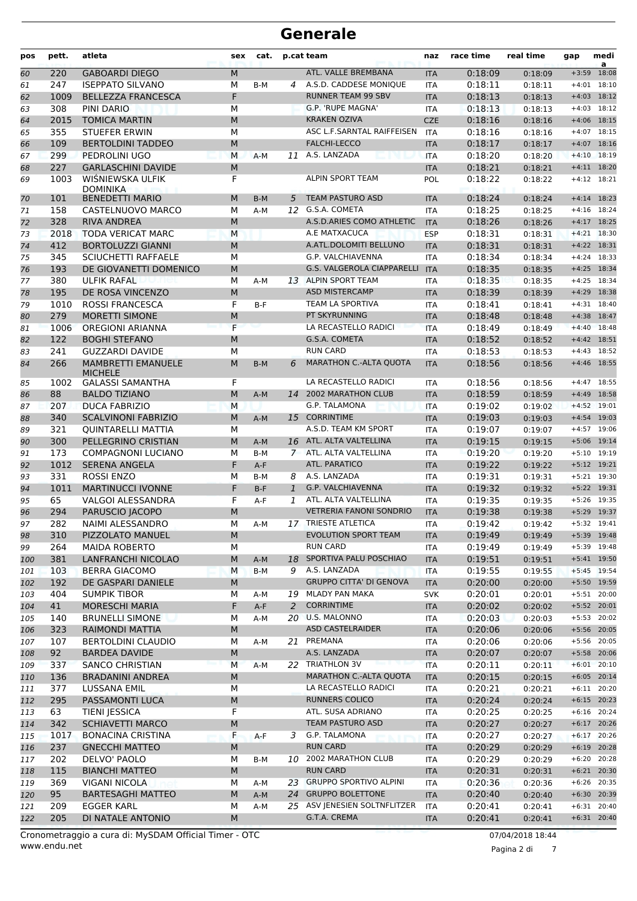# Generale

| pos | pett. | atleta | sex | cat. | p.cat | team | naz | race time | real time | gap | media |
|---|---|---|---|---|---|---|---|---|---|---|---|
| 60 | 220 | GABOARDI DIEGO | M | | | ATL. VALLE BREMBANA | ITA | 0:18:09 | 0:18:09 | +3:59 | 18:08 |
| 61 | 247 | ISEPPATO SILVANO | M | B-M | 4 | A.S.D. CADDESE MONIQUE | ITA | 0:18:11 | 0:18:11 | +4:01 | 18:10 |
| 62 | 1009 | BELLEZZA FRANCESCA | F | | | RUNNER TEAM 99 SBV | ITA | 0:18:13 | 0:18:13 | +4:03 | 18:12 |
| 63 | 308 | PINI DARIO | M | | | G.P. 'RUPE MAGNA' | ITA | 0:18:13 | 0:18:13 | +4:03 | 18:12 |
| 64 | 2015 | TOMICA MARTIN | M | | | KRAKEN OZIVA | CZE | 0:18:16 | 0:18:16 | +4:06 | 18:15 |
| 65 | 355 | STUEFER ERWIN | M | | | ASC L.F.SARNTAL RAIFFEISEN | ITA | 0:18:16 | 0:18:16 | +4:07 | 18:15 |
| 66 | 109 | BERTOLDINI TADDEO | M | | | FALCHI-LECCO | ITA | 0:18:17 | 0:18:17 | +4:07 | 18:16 |
| 67 | 299 | PEDROLINI UGO | M | A-M | 11 | A.S. LANZADA | ITA | 0:18:20 | 0:18:20 | +4:10 | 18:19 |
| 68 | 227 | GARLASCHINI DAVIDE | M | | | | ITA | 0:18:21 | 0:18:21 | +4:11 | 18:20 |
| 69 | 1003 | WIŚNIEWSKA ULFIK DOMINIKA | F | | | ALPIN SPORT TEAM | POL | 0:18:22 | 0:18:22 | +4:12 | 18:21 |
| 70 | 101 | BENEDETTI MARIO | M | B-M | 5 | TEAM PASTURO ASD | ITA | 0:18:24 | 0:18:24 | +4:14 | 18:23 |
| 71 | 158 | CASTELNUOVO MARCO | M | A-M | 12 | G.S.A. COMETA | ITA | 0:18:25 | 0:18:25 | +4:16 | 18:24 |
| 72 | 328 | RIVA ANDREA | M | | | A.S.D.ARIES COMO ATHLETIC | ITA | 0:18:26 | 0:18:26 | +4:17 | 18:25 |
| 73 | 2018 | TODA VERICAT MARC | M | | | A.E MATXACUCA | ESP | 0:18:31 | 0:18:31 | +4:21 | 18:30 |
| 74 | 412 | BORTOLUZZI GIANNI | M | | | A.ATL.DOLOMITI BELLUNO | ITA | 0:18:31 | 0:18:31 | +4:22 | 18:31 |
| 75 | 345 | SCIUCHETTI RAFFAELE | M | | | G.P. VALCHIAVENNA | ITA | 0:18:34 | 0:18:34 | +4:24 | 18:33 |
| 76 | 193 | DE GIOVANETTI DOMENICO | M | | | G.S. VALGEROLA CIAPPARELLI | ITA | 0:18:35 | 0:18:35 | +4:25 | 18:34 |
| 77 | 380 | ULFIK RAFAL | M | A-M | 13 | ALPIN SPORT TEAM | ITA | 0:18:35 | 0:18:35 | +4:25 | 18:34 |
| 78 | 195 | DE ROSA VINCENZO | M | | | ASD MISTERCAMP | ITA | 0:18:39 | 0:18:39 | +4:29 | 18:38 |
| 79 | 1010 | ROSSI FRANCESCA | F | B-F | | TEAM LA SPORTIVA | ITA | 0:18:41 | 0:18:41 | +4:31 | 18:40 |
| 80 | 279 | MORETTI SIMONE | M | | | PT SKYRUNNING | ITA | 0:18:48 | 0:18:48 | +4:38 | 18:47 |
| 81 | 1006 | OREGIONI ARIANNA | F | | | LA RECASTELLO RADICI | ITA | 0:18:49 | 0:18:49 | +4:40 | 18:48 |
| 82 | 122 | BOGHI STEFANO | M | | | G.S.A. COMETA | ITA | 0:18:52 | 0:18:52 | +4:42 | 18:51 |
| 83 | 241 | GUZZARDI DAVIDE | M | | | RUN CARD | ITA | 0:18:53 | 0:18:53 | +4:43 | 18:52 |
| 84 | 266 | MAMBRETTI EMANUELE MICHELE | M | B-M | 6 | MARATHON C.-ALTA QUOTA | ITA | 0:18:56 | 0:18:56 | +4:46 | 18:55 |
| 85 | 1002 | GALASSI SAMANTHA | F | | | LA RECASTELLO RADICI | ITA | 0:18:56 | 0:18:56 | +4:47 | 18:55 |
| 86 | 88 | BALDO TIZIANO | M | A-M | 14 | 2002 MARATHON CLUB | ITA | 0:18:59 | 0:18:59 | +4:49 | 18:58 |
| 87 | 207 | DUCA FABRIZIO | M | | | G.P. TALAMONA | ITA | 0:19:02 | 0:19:02 | +4:52 | 19:01 |
| 88 | 340 | SCALVINONI FABRIZIO | M | A-M | 15 | CORRINTIME | ITA | 0:19:03 | 0:19:03 | +4:54 | 19:03 |
| 89 | 321 | QUINTARELLI MATTIA | M | | | A.S.D. TEAM KM SPORT | ITA | 0:19:07 | 0:19:07 | +4:57 | 19:06 |
| 90 | 300 | PELLEGRINO CRISTIAN | M | A-M | 16 | ATL. ALTA VALTELLINA | ITA | 0:19:15 | 0:19:15 | +5:06 | 19:14 |
| 91 | 173 | COMPAGNONI LUCIANO | M | B-M | 7 | ATL. ALTA VALTELLINA | ITA | 0:19:20 | 0:19:20 | +5:10 | 19:19 |
| 92 | 1012 | SERENA ANGELA | F | A-F | | ATL. PARATICO | ITA | 0:19:22 | 0:19:22 | +5:12 | 19:21 |
| 93 | 331 | ROSSI ENZO | M | B-M | 8 | A.S. LANZADA | ITA | 0:19:31 | 0:19:31 | +5:21 | 19:30 |
| 94 | 1011 | MARTINUCCI IVONNE | F | B-F | 1 | G.P. VALCHIAVENNA | ITA | 0:19:32 | 0:19:32 | +5:22 | 19:31 |
| 95 | 65 | VALGOI ALESSANDRA | F | A-F | 1 | ATL. ALTA VALTELLINA | ITA | 0:19:35 | 0:19:35 | +5:26 | 19:35 |
| 96 | 294 | PARUSCIO JACOPO | M | | | VETRERIA FANONI SONDRIO | ITA | 0:19:38 | 0:19:38 | +5:29 | 19:37 |
| 97 | 282 | NAIMI ALESSANDRO | M | A-M | 17 | TRIESTE ATLETICA | ITA | 0:19:42 | 0:19:42 | +5:32 | 19:41 |
| 98 | 310 | PIZZOLATO MANUEL | M | | | EVOLUTION SPORT TEAM | ITA | 0:19:49 | 0:19:49 | +5:39 | 19:48 |
| 99 | 264 | MAIDA ROBERTO | M | | | RUN CARD | ITA | 0:19:49 | 0:19:49 | +5:39 | 19:48 |
| 100 | 381 | LANFRANCHI NICOLAO | M | A-M | 18 | SPORTIVA PALU POSCHIAO | ITA | 0:19:51 | 0:19:51 | +5:41 | 19:50 |
| 101 | 103 | BERRA GIACOMO | M | B-M | 9 | A.S. LANZADA | ITA | 0:19:55 | 0:19:55 | +5:45 | 19:54 |
| 102 | 192 | DE GASPARI DANIELE | M | | | GRUPPO CITTA' DI GENOVA | ITA | 0:20:00 | 0:20:00 | +5:50 | 19:59 |
| 103 | 404 | SUMPIK TIBOR | M | A-M | 19 | MLADY PAN MAKA | SVK | 0:20:01 | 0:20:01 | +5:51 | 20:00 |
| 104 | 41 | MORESCHI MARIA | F | A-F | 2 | CORRINTIME | ITA | 0:20:02 | 0:20:02 | +5:52 | 20:01 |
| 105 | 140 | BRUNELLI SIMONE | M | A-M | 20 | U.S. MALONNO | ITA | 0:20:03 | 0:20:03 | +5:53 | 20:02 |
| 106 | 323 | RAIMONDI MATTIA | M | | | ASD CASTELRAIDER | ITA | 0:20:06 | 0:20:06 | +5:56 | 20:05 |
| 107 | 107 | BERTOLDINI CLAUDIO | M | A-M | 21 | PREMANA | ITA | 0:20:06 | 0:20:06 | +5:56 | 20:05 |
| 108 | 92 | BARDEA DAVIDE | M | | | A.S. LANZADA | ITA | 0:20:07 | 0:20:07 | +5:58 | 20:06 |
| 109 | 337 | SANCO CHRISTIAN | M | A-M | 22 | TRIATHLON 3V | ITA | 0:20:11 | 0:20:11 | +6:01 | 20:10 |
| 110 | 136 | BRADANINI ANDREA | M | | | MARATHON C.-ALTA QUOTA | ITA | 0:20:15 | 0:20:15 | +6:05 | 20:14 |
| 111 | 377 | LUSSANA EMIL | M | | | LA RECASTELLO RADICI | ITA | 0:20:21 | 0:20:21 | +6:11 | 20:20 |
| 112 | 295 | PASSAMONTI LUCA | M | | | RUNNERS COLICO | ITA | 0:20:24 | 0:20:24 | +6:15 | 20:23 |
| 113 | 63 | TIENI JESSICA | F | | | ATL. SUSA ADRIANO | ITA | 0:20:25 | 0:20:25 | +6:16 | 20:24 |
| 114 | 342 | SCHIAVETTI MARCO | M | | | TEAM PASTURO ASD | ITA | 0:20:27 | 0:20:27 | +6:17 | 20:26 |
| 115 | 1017 | BONACINA CRISTINA | F | A-F | 3 | G.P. TALAMONA | ITA | 0:20:27 | 0:20:27 | +6:17 | 20:26 |
| 116 | 237 | GNECCHI MATTEO | M | | | RUN CARD | ITA | 0:20:29 | 0:20:29 | +6:19 | 20:28 |
| 117 | 202 | DELVO' PAOLO | M | B-M | 10 | 2002 MARATHON CLUB | ITA | 0:20:29 | 0:20:29 | +6:20 | 20:28 |
| 118 | 115 | BIANCHI MATTEO | M | | | RUN CARD | ITA | 0:20:31 | 0:20:31 | +6:21 | 20:30 |
| 119 | 369 | VIGANI NICOLA | M | A-M | 23 | GRUPPO SPORTIVO ALPINI | ITA | 0:20:36 | 0:20:36 | +6:26 | 20:35 |
| 120 | 95 | BARTESAGHI MATTEO | M | A-M | 24 | GRUPPO BOLETTONE | ITA | 0:20:40 | 0:20:40 | +6:30 | 20:39 |
| 121 | 209 | EGGER KARL | M | A-M | 25 | ASV JENESIEN SOLTNFLITZER | ITA | 0:20:41 | 0:20:41 | +6:31 | 20:40 |
| 122 | 205 | DI NATALE ANTONIO | M | | | G.T.A. CREMA | ITA | 0:20:41 | 0:20:41 | +6:31 | 20:40 |

Cronometraggio a cura di: MySDAM Official Timer - OTC
www.endu.net

07/04/2018 18:44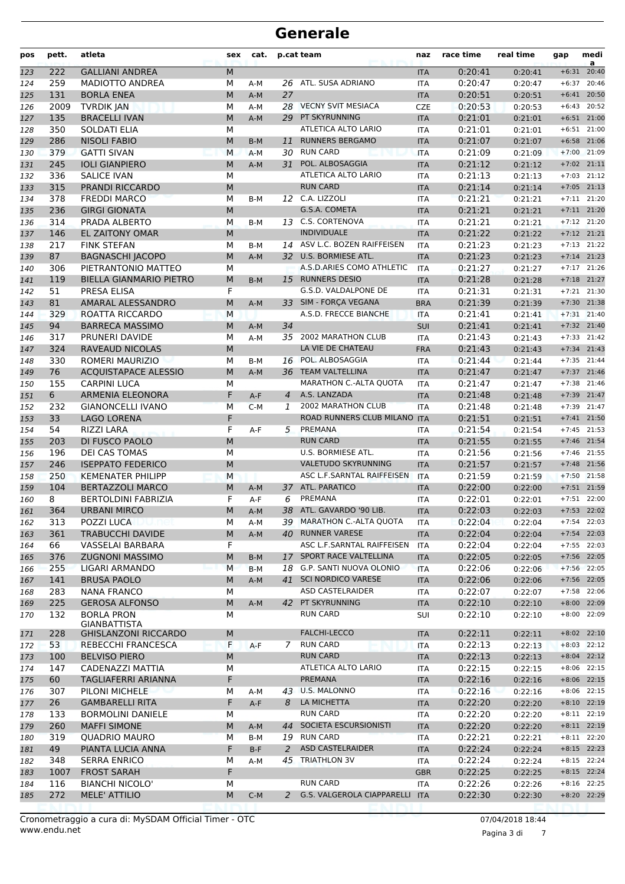# Generale

| pos | pett. | atleta | sex | cat. | p.cat | team | naz | race time | real time | gap | media |
|---|---|---|---|---|---|---|---|---|---|---|---|
| 123 | 222 | GALLIANI ANDREA | M | | | | ITA | 0:20:41 | 0:20:41 | +6:31 | 20:40 |
| 124 | 259 | MADIOTTO ANDREA | M | A-M | 26 | ATL. SUSA ADRIANO | ITA | 0:20:47 | 0:20:47 | +6:37 | 20:46 |
| 125 | 131 | BORLA ENEA | M | A-M | 27 | | ITA | 0:20:51 | 0:20:51 | +6:41 | 20:50 |
| 126 | 2009 | TVRDIK JAN | M | A-M | 28 | VECNY SVIT MESIACA | CZE | 0:20:53 | 0:20:53 | +6:43 | 20:52 |
| 127 | 135 | BRACELLI IVAN | M | A-M | 29 | PT SKYRUNNING | ITA | 0:21:01 | 0:21:01 | +6:51 | 21:00 |
| 128 | 350 | SOLDATI ELIA | M | | | ATLETICA ALTO LARIO | ITA | 0:21:01 | 0:21:01 | +6:51 | 21:00 |
| 129 | 286 | NISOLI FABIO | M | B-M | 11 | RUNNERS BERGAMO | ITA | 0:21:07 | 0:21:07 | +6:58 | 21:06 |
| 130 | 379 | GATTI SIVAN | M | A-M | 30 | RUN CARD | ITA | 0:21:09 | 0:21:09 | +7:00 | 21:09 |
| 131 | 245 | IOLI GIANPIERO | M | A-M | 31 | POL. ALBOSAGGIA | ITA | 0:21:12 | 0:21:12 | +7:02 | 21:11 |
| 132 | 336 | SALICE IVAN | M | | | ATLETICA ALTO LARIO | ITA | 0:21:13 | 0:21:13 | +7:03 | 21:12 |
| 133 | 315 | PRANDI RICCARDO | M | | | RUN CARD | ITA | 0:21:14 | 0:21:14 | +7:05 | 21:13 |
| 134 | 378 | FREDDI MARCO | M | B-M | 12 | C.A. LIZZOLI | ITA | 0:21:21 | 0:21:21 | +7:11 | 21:20 |
| 135 | 236 | GIRGI GIONATA | M | | | G.S.A. COMETA | ITA | 0:21:21 | 0:21:21 | +7:11 | 21:20 |
| 136 | 314 | PRADA ALBERTO | M | B-M | 13 | C.S. CORTENOVA | ITA | 0:21:21 | 0:21:21 | +7:12 | 21:20 |
| 137 | 146 | EL ZAITONY OMAR | M | | | INDIVIDUALE | ITA | 0:21:22 | 0:21:22 | +7:12 | 21:21 |
| 138 | 217 | FINK STEFAN | M | B-M | 14 | ASV L.C. BOZEN RAIFFEISEN | ITA | 0:21:23 | 0:21:23 | +7:13 | 21:22 |
| 139 | 87 | BAGNASCHI JACOPO | M | A-M | 32 | U.S. BORMIESE ATL. | ITA | 0:21:23 | 0:21:23 | +7:14 | 21:23 |
| 140 | 306 | PIETRANTONIO MATTEO | M | | | A.S.D.ARIES COMO ATHLETIC | ITA | 0:21:27 | 0:21:27 | +7:17 | 21:26 |
| 141 | 119 | BIELLA GIANMARIO PIETRO | M | B-M | 15 | RUNNERS DESIO | ITA | 0:21:28 | 0:21:28 | +7:18 | 21:27 |
| 142 | 51 | PRESA ELISA | F | | | G.S.D. VALDALPONE DE | ITA | 0:21:31 | 0:21:31 | +7:21 | 21:30 |
| 143 | 81 | AMARAL ALESSANDRO | M | A-M | 33 | SIM - FORÇA VEGANA | BRA | 0:21:39 | 0:21:39 | +7:30 | 21:38 |
| 144 | 329 | ROATTA RICCARDO | M | | | A.S.D. FRECCE BIANCHE | ITA | 0:21:41 | 0:21:41 | +7:31 | 21:40 |
| 145 | 94 | BARRECA MASSIMO | M | A-M | 34 | | SUI | 0:21:41 | 0:21:41 | +7:32 | 21:40 |
| 146 | 317 | PRUNERI DAVIDE | M | A-M | 35 | 2002 MARATHON CLUB | ITA | 0:21:43 | 0:21:43 | +7:33 | 21:42 |
| 147 | 324 | RAVEAUD NICOLAS | M | | | LA VIE DE CHATEAU | FRA | 0:21:43 | 0:21:43 | +7:34 | 21:43 |
| 148 | 330 | ROMERI MAURIZIO | M | B-M | 16 | POL. ALBOSAGGIA | ITA | 0:21:44 | 0:21:44 | +7:35 | 21:44 |
| 149 | 76 | ACQUISTAPACE ALESSIO | M | A-M | 36 | TEAM VALTELLINA | ITA | 0:21:47 | 0:21:47 | +7:37 | 21:46 |
| 150 | 155 | CARPINI LUCA | M | | | MARATHON C.-ALTA QUOTA | ITA | 0:21:47 | 0:21:47 | +7:38 | 21:46 |
| 151 | 6 | ARMENIA ELEONORA | F | A-F | 4 | A.S. LANZADA | ITA | 0:21:48 | 0:21:48 | +7:39 | 21:47 |
| 152 | 232 | GIANONCELLI IVANO | M | C-M | 1 | 2002 MARATHON CLUB | ITA | 0:21:48 | 0:21:48 | +7:39 | 21:47 |
| 153 | 33 | LAGO LORENA | F | | | ROAD RUNNERS CLUB MILANO | ITA | 0:21:51 | 0:21:51 | +7:41 | 21:50 |
| 154 | 54 | RIZZI LARA | F | A-F | 5 | PREMANA | ITA | 0:21:54 | 0:21:54 | +7:45 | 21:53 |
| 155 | 203 | DI FUSCO PAOLO | M | | | RUN CARD | ITA | 0:21:55 | 0:21:55 | +7:46 | 21:54 |
| 156 | 196 | DEI CAS TOMAS | M | | | U.S. BORMIESE ATL. | ITA | 0:21:56 | 0:21:56 | +7:46 | 21:55 |
| 157 | 246 | ISEPPATO FEDERICO | M | | | VALETUDO SKYRUNNING | ITA | 0:21:57 | 0:21:57 | +7:48 | 21:56 |
| 158 | 250 | KEMENATER PHILIPP | M | | | ASC L.F.SARNTAL RAIFFEISEN | ITA | 0:21:59 | 0:21:59 | +7:50 | 21:58 |
| 159 | 104 | BERTAZZOLI MARCO | M | A-M | 37 | ATL. PARATICO | ITA | 0:22:00 | 0:22:00 | +7:51 | 21:59 |
| 160 | 8 | BERTOLDINI FABRIZIA | F | A-F | 6 | PREMANA | ITA | 0:22:01 | 0:22:01 | +7:51 | 22:00 |
| 161 | 364 | URBANI MIRCO | M | A-M | 38 | ATL. GAVARDO '90 LIB. | ITA | 0:22:03 | 0:22:03 | +7:53 | 22:02 |
| 162 | 313 | POZZI LUCA | M | A-M | 39 | MARATHON C.-ALTA QUOTA | ITA | 0:22:04 | 0:22:04 | +7:54 | 22:03 |
| 163 | 361 | TRABUCCHI DAVIDE | M | A-M | 40 | RUNNER VARESE | ITA | 0:22:04 | 0:22:04 | +7:54 | 22:03 |
| 164 | 66 | VASSELAI BARBARA | F | | | ASC L.F.SARNTAL RAIFFEISEN | ITA | 0:22:04 | 0:22:04 | +7:55 | 22:03 |
| 165 | 376 | ZUGNONI MASSIMO | M | B-M | 17 | SPORT RACE VALTELLINA | ITA | 0:22:05 | 0:22:05 | +7:56 | 22:05 |
| 166 | 255 | LIGARI ARMANDO | M | B-M | 18 | G.P. SANTI NUOVA OLONIO | ITA | 0:22:06 | 0:22:06 | +7:56 | 22:05 |
| 167 | 141 | BRUSA PAOLO | M | A-M | 41 | SCI NORDICO VARESE | ITA | 0:22:06 | 0:22:06 | +7:56 | 22:05 |
| 168 | 283 | NANA FRANCO | M | | | ASD CASTELRAIDER | ITA | 0:22:07 | 0:22:07 | +7:58 | 22:06 |
| 169 | 225 | GEROSA ALFONSO | M | A-M | 42 | PT SKYRUNNING | ITA | 0:22:10 | 0:22:10 | +8:00 | 22:09 |
| 170 | 132 | BORLA PRON GIANBATTISTA | M | | | RUN CARD | SUI | 0:22:10 | 0:22:10 | +8:00 | 22:09 |
| 171 | 228 | GHISLANZONI RICCARDO | M | | | FALCHI-LECCO | ITA | 0:22:11 | 0:22:11 | +8:02 | 22:10 |
| 172 | 53 | REBECCHI FRANCESCA | F | A-F | 7 | RUN CARD | ITA | 0:22:13 | 0:22:13 | +8:03 | 22:12 |
| 173 | 100 | BELVISO PIERO | M | | | RUN CARD | ITA | 0:22:13 | 0:22:13 | +8:04 | 22:12 |
| 174 | 147 | CADENAZZI MATTIA | M | | | ATLETICA ALTO LARIO | ITA | 0:22:15 | 0:22:15 | +8:06 | 22:15 |
| 175 | 60 | TAGLIAFERRI ARIANNA | F | | | PREMANA | ITA | 0:22:16 | 0:22:16 | +8:06 | 22:15 |
| 176 | 307 | PILONI MICHELE | M | A-M | 43 | U.S. MALONNO | ITA | 0:22:16 | 0:22:16 | +8:06 | 22:15 |
| 177 | 26 | GAMBARELLI RITA | F | A-F | 8 | LA MICHETTA | ITA | 0:22:20 | 0:22:20 | +8:10 | 22:19 |
| 178 | 133 | BORMOLINI DANIELE | M | | | RUN CARD | ITA | 0:22:20 | 0:22:20 | +8:11 | 22:19 |
| 179 | 260 | MAFFI SIMONE | M | A-M | 44 | SOCIETA ESCURSIONISTI | ITA | 0:22:20 | 0:22:20 | +8:11 | 22:19 |
| 180 | 319 | QUADRIO MAURO | M | B-M | 19 | RUN CARD | ITA | 0:22:21 | 0:22:21 | +8:11 | 22:20 |
| 181 | 49 | PIANTA LUCIA ANNA | F | B-F | 2 | ASD CASTELRAIDER | ITA | 0:22:24 | 0:22:24 | +8:15 | 22:23 |
| 182 | 348 | SERRA ENRICO | M | A-M | 45 | TRIATHLON 3V | ITA | 0:22:24 | 0:22:24 | +8:15 | 22:24 |
| 183 | 1007 | FROST SARAH | F | | | | GBR | 0:22:25 | 0:22:25 | +8:15 | 22:24 |
| 184 | 116 | BIANCHI NICOLO' | M | | | RUN CARD | ITA | 0:22:26 | 0:22:26 | +8:16 | 22:25 |
| 185 | 272 | MELE' ATTILIO | M | C-M | 2 | G.S. VALGEROLA CIAPPARELLI | ITA | 0:22:30 | 0:22:30 | +8:20 | 22:29 |

Cronometraggio a cura di: MySDAM Official Timer - OTC
www.endu.net

07/04/2018 18:44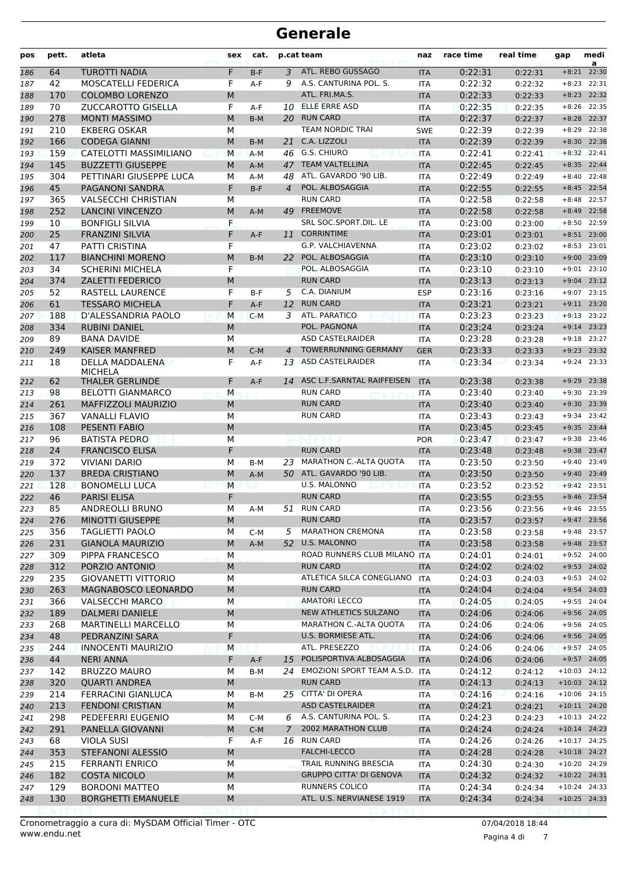# Generale

| pos | pett. | atleta | sex | cat. | p.cat | team | naz | race time | real time | gap | media |
|---|---|---|---|---|---|---|---|---|---|---|---|
| 186 | 64 | TUROTTI NADIA | F | B-F | 3 | ATL. REBO GUSSAGO | ITA | 0:22:31 | 0:22:31 | +8:21 | 22:30 |
| 187 | 42 | MOSCATELLI FEDERICA | F | A-F | 9 | A.S. CANTURINA POL. S. | ITA | 0:22:32 | 0:22:32 | +8:23 | 22:31 |
| 188 | 170 | COLOMBO LORENZO | M | | | ATL. FRI.MA.S. | ITA | 0:22:33 | 0:22:33 | +8:23 | 22:32 |
| 189 | 70 | ZUCCAROTTO GISELLA | F | A-F | 10 | ELLE ERRE ASD | ITA | 0:22:35 | 0:22:35 | +8:26 | 22:35 |
| 190 | 278 | MONTI MASSIMO | M | B-M | 20 | RUN CARD | ITA | 0:22:37 | 0:22:37 | +8:28 | 22:37 |
| 191 | 210 | EKBERG OSKAR | M | | | TEAM NORDIC TRAI | SWE | 0:22:39 | 0:22:39 | +8:29 | 22:38 |
| 192 | 166 | CODEGA GIANNI | M | B-M | 21 | C.A. LIZZOLI | ITA | 0:22:39 | 0:22:39 | +8:30 | 22:38 |
| 193 | 159 | CATELOTTI MASSIMILIANO | M | A-M | 46 | G.S. CHIURO | ITA | 0:22:41 | 0:22:41 | +8:32 | 22:41 |
| 194 | 145 | BUZZETTI GIUSEPPE | M | A-M | 47 | TEAM VALTELLINA | ITA | 0:22:45 | 0:22:45 | +8:35 | 22:44 |
| 195 | 304 | PETTINARI GIUSEPPE LUCA | M | A-M | 48 | ATL. GAVARDO '90 LIB. | ITA | 0:22:49 | 0:22:49 | +8:40 | 22:48 |
| 196 | 45 | PAGANONI SANDRA | F | B-F | 4 | POL. ALBOSAGGIA | ITA | 0:22:55 | 0:22:55 | +8:45 | 22:54 |
| 197 | 365 | VALSECCHI CHRISTIAN | M | | | RUN CARD | ITA | 0:22:58 | 0:22:58 | +8:48 | 22:57 |
| 198 | 252 | LANCINI VINCENZO | M | A-M | 49 | FREEMOVE | ITA | 0:22:58 | 0:22:58 | +8:49 | 22:58 |
| 199 | 10 | BONFIGLI SILVIA | F | | | SRL SOC.SPORT.DIL. LE | ITA | 0:23:00 | 0:23:00 | +8:50 | 22:59 |
| 200 | 25 | FRANZINI SILVIA | F | A-F | 11 | CORRINTIME | ITA | 0:23:01 | 0:23:01 | +8:51 | 23:00 |
| 201 | 47 | PATTI CRISTINA | F | | | G.P. VALCHIAVENNA | ITA | 0:23:02 | 0:23:02 | +8:53 | 23:01 |
| 202 | 117 | BIANCHINI MORENO | M | B-M | 22 | POL. ALBOSAGGIA | ITA | 0:23:10 | 0:23:10 | +9:00 | 23:09 |
| 203 | 34 | SCHERINI MICHELA | F | | | POL. ALBOSAGGIA | ITA | 0:23:10 | 0:23:10 | +9:01 | 23:10 |
| 204 | 374 | ZALETTI FEDERICO | M | | | RUN CARD | ITA | 0:23:13 | 0:23:13 | +9:04 | 23:12 |
| 205 | 52 | RASTELL LAURENCE | F | B-F | 5 | C.A. DIANIUM | ESP | 0:23:16 | 0:23:16 | +9:07 | 23:15 |
| 206 | 61 | TESSARO MICHELA | F | A-F | 12 | RUN CARD | ITA | 0:23:21 | 0:23:21 | +9:11 | 23:20 |
| 207 | 188 | D'ALESSANDRIA PAOLO | M | C-M | 3 | ATL. PARATICO | ITA | 0:23:23 | 0:23:23 | +9:13 | 23:22 |
| 208 | 334 | RUBINI DANIEL | M | | | POL. PAGNONA | ITA | 0:23:24 | 0:23:24 | +9:14 | 23:23 |
| 209 | 89 | BANA DAVIDE | M | | | ASD CASTELRAIDER | ITA | 0:23:28 | 0:23:28 | +9:18 | 23:27 |
| 210 | 249 | KAISER MANFRED | M | C-M | 4 | TOWERRUNNING GERMANY | GER | 0:23:33 | 0:23:33 | +9:23 | 23:32 |
| 211 | 18 | DELLA MADDALENA MICHELA | F | A-F | 13 | ASD CASTELRAIDER | ITA | 0:23:34 | 0:23:34 | +9:24 | 23:33 |
| 212 | 62 | THALER GERLINDE | F | A-F | 14 | ASC L.F.SARNTAL RAIFFEISEN | ITA | 0:23:38 | 0:23:38 | +9:29 | 23:38 |
| 213 | 98 | BELOTTI GIANMARCO | M | | | RUN CARD | ITA | 0:23:40 | 0:23:40 | +9:30 | 23:39 |
| 214 | 261 | MAFFIZZOLI MAURIZIO | M | | | RUN CARD | ITA | 0:23:40 | 0:23:40 | +9:30 | 23:39 |
| 215 | 367 | VANALLI FLAVIO | M | | | RUN CARD | ITA | 0:23:43 | 0:23:43 | +9:34 | 23:42 |
| 216 | 108 | PESENTI FABIO | M | | | | ITA | 0:23:45 | 0:23:45 | +9:35 | 23:44 |
| 217 | 96 | BATISTA PEDRO | M | | | | POR | 0:23:47 | 0:23:47 | +9:38 | 23:46 |
| 218 | 24 | FRANCISCO ELISA | F | | | RUN CARD | ITA | 0:23:48 | 0:23:48 | +9:38 | 23:47 |
| 219 | 372 | VIVIANI DARIO | M | B-M | 23 | MARATHON C.-ALTA QUOTA | ITA | 0:23:50 | 0:23:50 | +9:40 | 23:49 |
| 220 | 137 | BREDA CRISTIANO | M | A-M | 50 | ATL. GAVARDO '90 LIB. | ITA | 0:23:50 | 0:23:50 | +9:40 | 23:49 |
| 221 | 128 | BONOMELLI LUCA | M | | | U.S. MALONNO | ITA | 0:23:52 | 0:23:52 | +9:42 | 23:51 |
| 222 | 46 | PARISI ELISA | F | | | RUN CARD | ITA | 0:23:55 | 0:23:55 | +9:46 | 23:54 |
| 223 | 85 | ANDREOLLI BRUNO | M | A-M | 51 | RUN CARD | ITA | 0:23:56 | 0:23:56 | +9:46 | 23:55 |
| 224 | 276 | MINOTTI GIUSEPPE | M | | | RUN CARD | ITA | 0:23:57 | 0:23:57 | +9:47 | 23:56 |
| 225 | 356 | TAGLIETTI PAOLO | M | C-M | 5 | MARATHON CREMONA | ITA | 0:23:58 | 0:23:58 | +9:48 | 23:57 |
| 226 | 231 | GIANOLA MAURIZIO | M | A-M | 52 | U.S. MALONNO | ITA | 0:23:58 | 0:23:58 | +9:48 | 23:57 |
| 227 | 309 | PIPPA FRANCESCO | M | | | ROAD RUNNERS CLUB MILANO | ITA | 0:24:01 | 0:24:01 | +9:52 | 24:00 |
| 228 | 312 | PORZIO ANTONIO | M | | | RUN CARD | ITA | 0:24:02 | 0:24:02 | +9:53 | 24:02 |
| 229 | 235 | GIOVANETTI VITTORIO | M | | | ATLETICA SILCA CONEGLIANO | ITA | 0:24:03 | 0:24:03 | +9:53 | 24:02 |
| 230 | 263 | MAGNABOSCO LEONARDO | M | | | RUN CARD | ITA | 0:24:04 | 0:24:04 | +9:54 | 24:03 |
| 231 | 366 | VALSECCHI MARCO | M | | | AMATORI LECCO | ITA | 0:24:05 | 0:24:05 | +9:55 | 24:04 |
| 232 | 189 | DALMERI DANIELE | M | | | NEW ATHLETICS SULZANO | ITA | 0:24:06 | 0:24:06 | +9:56 | 24:05 |
| 233 | 268 | MARTINELLI MARCELLO | M | | | MARATHON C.-ALTA QUOTA | ITA | 0:24:06 | 0:24:06 | +9:56 | 24:05 |
| 234 | 48 | PEDRANZINI SARA | F | | | U.S. BORMIESE ATL. | ITA | 0:24:06 | 0:24:06 | +9:56 | 24:05 |
| 235 | 244 | INNOCENTI MAURIZIO | M | | | ATL. PRESEZZO | ITA | 0:24:06 | 0:24:06 | +9:57 | 24:05 |
| 236 | 44 | NERI ANNA | F | A-F | 15 | POLISPORTIVA ALBOSAGGIA | ITA | 0:24:06 | 0:24:06 | +9:57 | 24:05 |
| 237 | 142 | BRUZZO MAURO | M | B-M | 24 | EMOZIONI SPORT TEAM A.S.D. | ITA | 0:24:12 | 0:24:12 | +10:03 | 24:12 |
| 238 | 320 | QUARTI ANDREA | M | | | RUN CARD | ITA | 0:24:13 | 0:24:13 | +10:03 | 24:12 |
| 239 | 214 | FERRACINI GIANLUCA | M | B-M | 25 | CITTA' DI OPERA | ITA | 0:24:16 | 0:24:16 | +10:06 | 24:15 |
| 240 | 213 | FENDONI CRISTIAN | M | | | ASD CASTELRAIDER | ITA | 0:24:21 | 0:24:21 | +10:11 | 24:20 |
| 241 | 298 | PEDEFERRI EUGENIO | M | C-M | 6 | A.S. CANTURINA POL. S. | ITA | 0:24:23 | 0:24:23 | +10:13 | 24:22 |
| 242 | 291 | PANELLA GIOVANNI | M | C-M | 7 | 2002 MARATHON CLUB | ITA | 0:24:24 | 0:24:24 | +10:14 | 24:23 |
| 243 | 68 | VIOLA SUSI | F | A-F | 16 | RUN CARD | ITA | 0:24:26 | 0:24:26 | +10:17 | 24:25 |
| 244 | 353 | STEFANONI ALESSIO | M | | | FALCHI-LECCO | ITA | 0:24:28 | 0:24:28 | +10:18 | 24:27 |
| 245 | 215 | FERRANTI ENRICO | M | | | TRAIL RUNNING BRESCIA | ITA | 0:24:30 | 0:24:30 | +10:20 | 24:29 |
| 246 | 182 | COSTA NICOLO | M | | | GRUPPO CITTA' DI GENOVA | ITA | 0:24:32 | 0:24:32 | +10:22 | 24:31 |
| 247 | 129 | BORDONI MATTEO | M | | | RUNNERS COLICO | ITA | 0:24:34 | 0:24:34 | +10:24 | 24:33 |
| 248 | 130 | BORGHETTI EMANUELE | M | | | ATL. U.S. NERVIANESE 1919 | ITA | 0:24:34 | 0:24:34 | +10:25 | 24:33 |

Cronometraggio a cura di: MySDAM Official Timer - OTC
www.endu.net

07/04/2018 18:44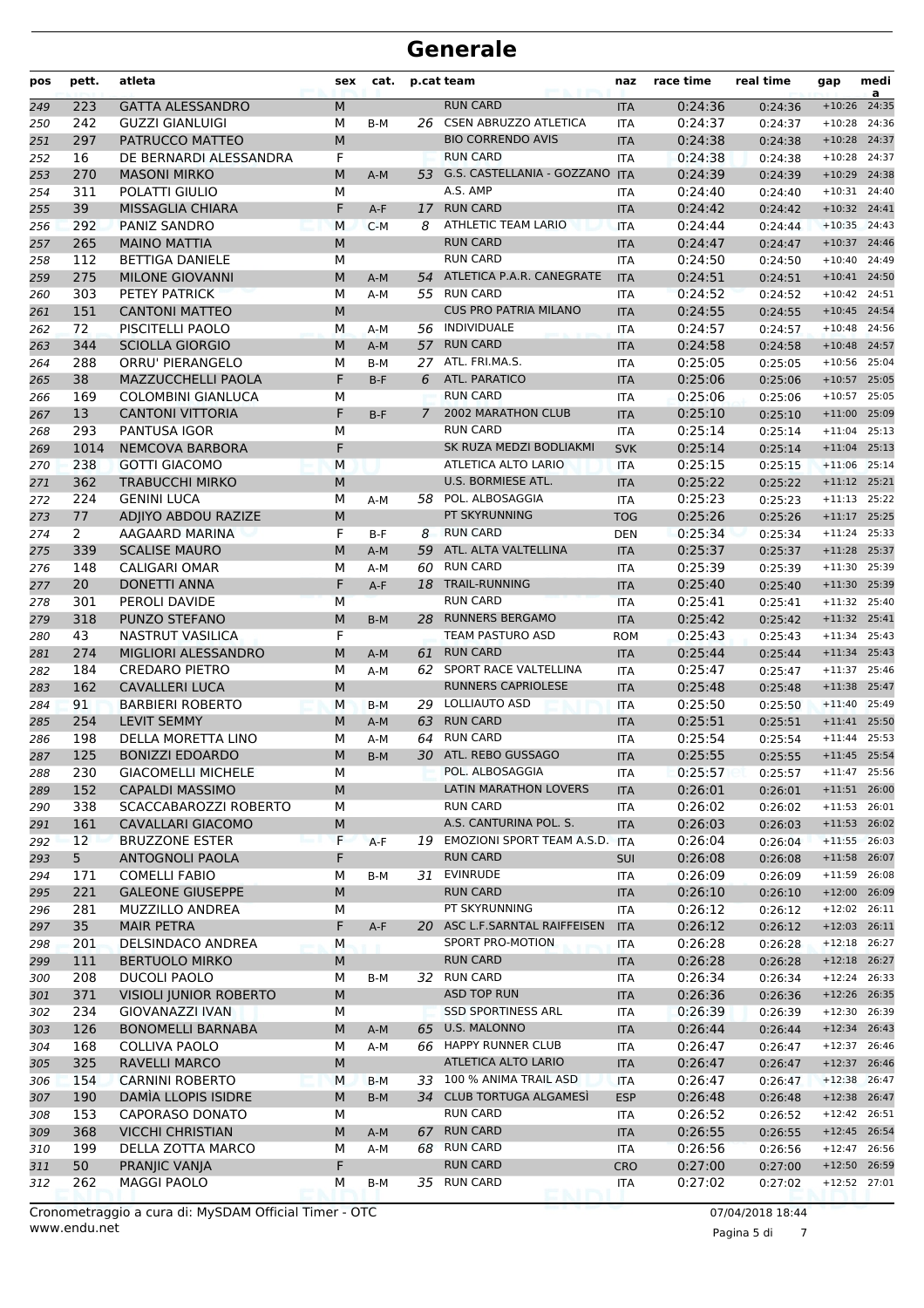# Generale

| pos | pett. | atleta | sex | cat. | p.cat | team | naz | race time | real time | gap | media |
|---|---|---|---|---|---|---|---|---|---|---|---|
| 249 | 223 | GATTA ALESSANDRO | M | | | RUN CARD | ITA | 0:24:36 | 0:24:36 | +10:26 | 24:35 |
| 250 | 242 | GUZZI GIANLUIGI | M | B-M | 26 | CSEN ABRUZZO ATLETICA | ITA | 0:24:37 | 0:24:37 | +10:28 | 24:36 |
| 251 | 297 | PATRUCCO MATTEO | M | | | BIO CORRENDO AVIS | ITA | 0:24:38 | 0:24:38 | +10:28 | 24:37 |
| 252 | 16 | DE BERNARDI ALESSANDRA | F | | | RUN CARD | ITA | 0:24:38 | 0:24:38 | +10:28 | 24:37 |
| 253 | 270 | MASONI MIRKO | M | A-M | 53 | G.S. CASTELLANIA - GOZZANO | ITA | 0:24:39 | 0:24:39 | +10:29 | 24:38 |
| 254 | 311 | POLATTI GIULIO | M | | | A.S. AMP | ITA | 0:24:40 | 0:24:40 | +10:31 | 24:40 |
| 255 | 39 | MISSAGLIA CHIARA | F | A-F | 17 | RUN CARD | ITA | 0:24:42 | 0:24:42 | +10:32 | 24:41 |
| 256 | 292 | PANIZ SANDRO | M | C-M | 8 | ATHLETIC TEAM LARIO | ITA | 0:24:44 | 0:24:44 | +10:35 | 24:43 |
| 257 | 265 | MAINO MATTIA | M | | | RUN CARD | ITA | 0:24:47 | 0:24:47 | +10:37 | 24:46 |
| 258 | 112 | BETTIGA DANIELE | M | | | RUN CARD | ITA | 0:24:50 | 0:24:50 | +10:40 | 24:49 |
| 259 | 275 | MILONE GIOVANNI | M | A-M | 54 | ATLETICA P.A.R. CANEGRATE | ITA | 0:24:51 | 0:24:51 | +10:41 | 24:50 |
| 260 | 303 | PETEY PATRICK | M | A-M | 55 | RUN CARD | ITA | 0:24:52 | 0:24:52 | +10:42 | 24:51 |
| 261 | 151 | CANTONI MATTEO | M | | | CUS PRO PATRIA MILANO | ITA | 0:24:55 | 0:24:55 | +10:45 | 24:54 |
| 262 | 72 | PISCITELLI PAOLO | M | A-M | 56 | INDIVIDUALE | ITA | 0:24:57 | 0:24:57 | +10:48 | 24:56 |
| 263 | 344 | SCIOLLA GIORGIO | M | A-M | 57 | RUN CARD | ITA | 0:24:58 | 0:24:58 | +10:48 | 24:57 |
| 264 | 288 | ORRU' PIERANGELO | M | B-M | 27 | ATL. FRI.MA.S. | ITA | 0:25:05 | 0:25:05 | +10:56 | 25:04 |
| 265 | 38 | MAZZUCCHELLI PAOLA | F | B-F | 6 | ATL. PARATICO | ITA | 0:25:06 | 0:25:06 | +10:57 | 25:05 |
| 266 | 169 | COLOMBINI GIANLUCA | M | | | RUN CARD | ITA | 0:25:06 | 0:25:06 | +10:57 | 25:05 |
| 267 | 13 | CANTONI VITTORIA | F | B-F | 7 | 2002 MARATHON CLUB | ITA | 0:25:10 | 0:25:10 | +11:00 | 25:09 |
| 268 | 293 | PANTUSA IGOR | M | | | RUN CARD | ITA | 0:25:14 | 0:25:14 | +11:04 | 25:13 |
| 269 | 1014 | NEMCOVA BARBORA | F | | | SK RUZA MEDZI BODLIAKMI | SVK | 0:25:14 | 0:25:14 | +11:04 | 25:13 |
| 270 | 238 | GOTTI GIACOMO | M | | | ATLETICA ALTO LARIO | ITA | 0:25:15 | 0:25:15 | +11:06 | 25:14 |
| 271 | 362 | TRABUCCHI MIRKO | M | | | U.S. BORMIESE ATL. | ITA | 0:25:22 | 0:25:22 | +11:12 | 25:21 |
| 272 | 224 | GENINI LUCA | M | A-M | 58 | POL. ALBOSAGGIA | ITA | 0:25:23 | 0:25:23 | +11:13 | 25:22 |
| 273 | 77 | ADJIYO ABDOU RAZIZE | M | | | PT SKYRUNNING | TOG | 0:25:26 | 0:25:26 | +11:17 | 25:25 |
| 274 | 2 | AAGAARD MARINA | F | B-F | 8 | RUN CARD | DEN | 0:25:34 | 0:25:34 | +11:24 | 25:33 |
| 275 | 339 | SCALISE MAURO | M | A-M | 59 | ATL. ALTA VALTELLINA | ITA | 0:25:37 | 0:25:37 | +11:28 | 25:37 |
| 276 | 148 | CALIGARI OMAR | M | A-M | 60 | RUN CARD | ITA | 0:25:39 | 0:25:39 | +11:30 | 25:39 |
| 277 | 20 | DONETTI ANNA | F | A-F | 18 | TRAIL-RUNNING | ITA | 0:25:40 | 0:25:40 | +11:30 | 25:39 |
| 278 | 301 | PEROLI DAVIDE | M | | | RUN CARD | ITA | 0:25:41 | 0:25:41 | +11:32 | 25:40 |
| 279 | 318 | PUNZO STEFANO | M | B-M | 28 | RUNNERS BERGAMO | ITA | 0:25:42 | 0:25:42 | +11:32 | 25:41 |
| 280 | 43 | NASTRUT VASILICA | F | | | TEAM PASTURO ASD | ROM | 0:25:43 | 0:25:43 | +11:34 | 25:43 |
| 281 | 274 | MIGLIORI ALESSANDRO | M | A-M | 61 | RUN CARD | ITA | 0:25:44 | 0:25:44 | +11:34 | 25:43 |
| 282 | 184 | CREDARO PIETRO | M | A-M | 62 | SPORT RACE VALTELLINA | ITA | 0:25:47 | 0:25:47 | +11:37 | 25:46 |
| 283 | 162 | CAVALLERI LUCA | M | | | RUNNERS CAPRIOLESE | ITA | 0:25:48 | 0:25:48 | +11:38 | 25:47 |
| 284 | 91 | BARBIERI ROBERTO | M | B-M | 29 | LOLLIAUTO ASD | ITA | 0:25:50 | 0:25:50 | +11:40 | 25:49 |
| 285 | 254 | LEVIT SEMMY | M | A-M | 63 | RUN CARD | ITA | 0:25:51 | 0:25:51 | +11:41 | 25:50 |
| 286 | 198 | DELLA MORETTA LINO | M | A-M | 64 | RUN CARD | ITA | 0:25:54 | 0:25:54 | +11:44 | 25:53 |
| 287 | 125 | BONIZZI EDOARDO | M | B-M | 30 | ATL. REBO GUSSAGO | ITA | 0:25:55 | 0:25:55 | +11:45 | 25:54 |
| 288 | 230 | GIACOMELLI MICHELE | M | | | POL. ALBOSAGGIA | ITA | 0:25:57 | 0:25:57 | +11:47 | 25:56 |
| 289 | 152 | CAPALDI MASSIMO | M | | | LATIN MARATHON LOVERS | ITA | 0:26:01 | 0:26:01 | +11:51 | 26:00 |
| 290 | 338 | SCACCABAROZZI ROBERTO | M | | | RUN CARD | ITA | 0:26:02 | 0:26:02 | +11:53 | 26:01 |
| 291 | 161 | CAVALLARI GIACOMO | M | | | A.S. CANTURINA POL. S. | ITA | 0:26:03 | 0:26:03 | +11:53 | 26:02 |
| 292 | 12 | BRUZZONE ESTER | F | A-F | 19 | EMOZIONI SPORT TEAM A.S.D. | ITA | 0:26:04 | 0:26:04 | +11:55 | 26:03 |
| 293 | 5 | ANTOGNOLI PAOLA | F | | | RUN CARD | SUI | 0:26:08 | 0:26:08 | +11:58 | 26:07 |
| 294 | 171 | COMELLI FABIO | M | B-M | 31 | EVINRUDE | ITA | 0:26:09 | 0:26:09 | +11:59 | 26:08 |
| 295 | 221 | GALEONE GIUSEPPE | M | | | RUN CARD | ITA | 0:26:10 | 0:26:10 | +12:00 | 26:09 |
| 296 | 281 | MUZZILLO ANDREA | M | | | PT SKYRUNNING | ITA | 0:26:12 | 0:26:12 | +12:02 | 26:11 |
| 297 | 35 | MAIR PETRA | F | A-F | 20 | ASC L.F.SARNTAL RAIFFEISEN | ITA | 0:26:12 | 0:26:12 | +12:03 | 26:11 |
| 298 | 201 | DELSINDACO ANDREA | M | | | SPORT PRO-MOTION | ITA | 0:26:28 | 0:26:28 | +12:18 | 26:27 |
| 299 | 111 | BERTUOLO MIRKO | M | | | RUN CARD | ITA | 0:26:28 | 0:26:28 | +12:18 | 26:27 |
| 300 | 208 | DUCOLI PAOLO | M | B-M | 32 | RUN CARD | ITA | 0:26:34 | 0:26:34 | +12:24 | 26:33 |
| 301 | 371 | VISIOLI JUNIOR ROBERTO | M | | | ASD TOP RUN | ITA | 0:26:36 | 0:26:36 | +12:26 | 26:35 |
| 302 | 234 | GIOVANAZZI IVAN | M | | | SSD SPORTINESS ARL | ITA | 0:26:39 | 0:26:39 | +12:30 | 26:39 |
| 303 | 126 | BONOMELLI BARNABA | M | A-M | 65 | U.S. MALONNO | ITA | 0:26:44 | 0:26:44 | +12:34 | 26:43 |
| 304 | 168 | COLLIVA PAOLO | M | A-M | 66 | HAPPY RUNNER CLUB | ITA | 0:26:47 | 0:26:47 | +12:37 | 26:46 |
| 305 | 325 | RAVELLI MARCO | M | | | ATLETICA ALTO LARIO | ITA | 0:26:47 | 0:26:47 | +12:37 | 26:46 |
| 306 | 154 | CARNINI ROBERTO | M | B-M | 33 | 100 % ANIMA TRAIL ASD | ITA | 0:26:47 | 0:26:47 | +12:38 | 26:47 |
| 307 | 190 | DAMÌA LLOPIS ISIDRE | M | B-M | 34 | CLUB TORTUGA ALGAMESÌ | ESP | 0:26:48 | 0:26:48 | +12:38 | 26:47 |
| 308 | 153 | CAPORASO DONATO | M | | | RUN CARD | ITA | 0:26:52 | 0:26:52 | +12:42 | 26:51 |
| 309 | 368 | VICCHI CHRISTIAN | M | A-M | 67 | RUN CARD | ITA | 0:26:55 | 0:26:55 | +12:45 | 26:54 |
| 310 | 199 | DELLA ZOTTA MARCO | M | A-M | 68 | RUN CARD | ITA | 0:26:56 | 0:26:56 | +12:47 | 26:56 |
| 311 | 50 | PRANJIC VANJA | F | | | RUN CARD | CRO | 0:27:00 | 0:27:00 | +12:50 | 26:59 |
| 312 | 262 | MAGGI PAOLO | M | B-M | 35 | RUN CARD | ITA | 0:27:02 | 0:27:02 | +12:52 | 27:01 |

Cronometraggio a cura di: MySDAM Official Timer - OTC
www.endu.net

07/04/2018 18:44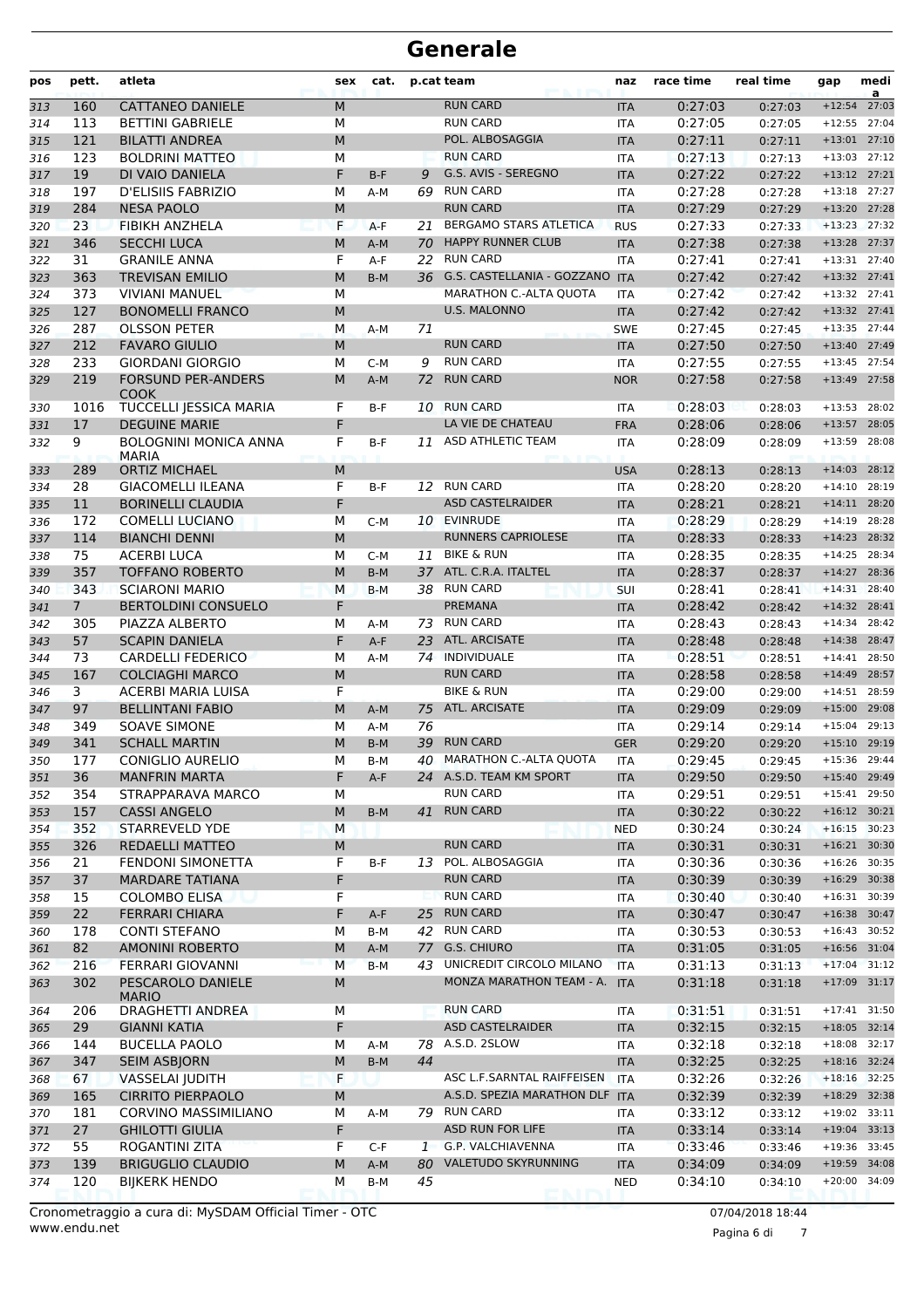# Generale

| pos | pett. | atleta | sex | cat. | p.cat | team | naz | race time | real time | gap | media |
|---|---|---|---|---|---|---|---|---|---|---|---|
| 313 | 160 | CATTANEO DANIELE | M | | | RUN CARD | ITA | 0:27:03 | 0:27:03 | +12:54 | 27:03 |
| 314 | 113 | BETTINI GABRIELE | M | | | RUN CARD | ITA | 0:27:05 | 0:27:05 | +12:55 | 27:04 |
| 315 | 121 | BILATTI ANDREA | M | | | POL. ALBOSAGGIA | ITA | 0:27:11 | 0:27:11 | +13:01 | 27:10 |
| 316 | 123 | BOLDRINI MATTEO | M | | | RUN CARD | ITA | 0:27:13 | 0:27:13 | +13:03 | 27:12 |
| 317 | 19 | DI VAIO DANIELA | F | B-F | 9 | G.S. AVIS - SEREGNO | ITA | 0:27:22 | 0:27:22 | +13:12 | 27:21 |
| 318 | 197 | D'ELISIIS FABRIZIO | M | A-M | 69 | RUN CARD | ITA | 0:27:28 | 0:27:28 | +13:18 | 27:27 |
| 319 | 284 | NESA PAOLO | M | | | RUN CARD | ITA | 0:27:29 | 0:27:29 | +13:20 | 27:28 |
| 320 | 23 | FIBIKH ANZHELA | F | A-F | 21 | BERGAMO STARS ATLETICA | RUS | 0:27:33 | 0:27:33 | +13:23 | 27:32 |
| 321 | 346 | SECCHI LUCA | M | A-M | 70 | HAPPY RUNNER CLUB | ITA | 0:27:38 | 0:27:38 | +13:28 | 27:37 |
| 322 | 31 | GRANILE ANNA | F | A-F | 22 | RUN CARD | ITA | 0:27:41 | 0:27:41 | +13:31 | 27:40 |
| 323 | 363 | TREVISAN EMILIO | M | B-M | 36 | G.S. CASTELLANIA - GOZZANO | ITA | 0:27:42 | 0:27:42 | +13:32 | 27:41 |
| 324 | 373 | VIVIANI MANUEL | M | | | MARATHON C.-ALTA QUOTA | ITA | 0:27:42 | 0:27:42 | +13:32 | 27:41 |
| 325 | 127 | BONOMELLI FRANCO | M | | | U.S. MALONNO | ITA | 0:27:42 | 0:27:42 | +13:32 | 27:41 |
| 326 | 287 | OLSSON PETER | M | A-M | 71 | | SWE | 0:27:45 | 0:27:45 | +13:35 | 27:44 |
| 327 | 212 | FAVARO GIULIO | M | | | RUN CARD | ITA | 0:27:50 | 0:27:50 | +13:40 | 27:49 |
| 328 | 233 | GIORDANI GIORGIO | M | C-M | 9 | RUN CARD | ITA | 0:27:55 | 0:27:55 | +13:45 | 27:54 |
| 329 | 219 | FORSUND PER-ANDERS COOK | M | A-M | 72 | RUN CARD | NOR | 0:27:58 | 0:27:58 | +13:49 | 27:58 |
| 330 | 1016 | TUCCELLI JESSICA MARIA | F | B-F | 10 | RUN CARD | ITA | 0:28:03 | 0:28:03 | +13:53 | 28:02 |
| 331 | 17 | DEGUINE MARIE | F | | | LA VIE DE CHATEAU | FRA | 0:28:06 | 0:28:06 | +13:57 | 28:05 |
| 332 | 9 | BOLOGNINI MONICA ANNA MARIA | F | B-F | 11 | ASD ATHLETIC TEAM | ITA | 0:28:09 | 0:28:09 | +13:59 | 28:08 |
| 333 | 289 | ORTIZ MICHAEL | M | | | | USA | 0:28:13 | 0:28:13 | +14:03 | 28:12 |
| 334 | 28 | GIACOMELLI ILEANA | F | B-F | 12 | RUN CARD | ITA | 0:28:20 | 0:28:20 | +14:10 | 28:19 |
| 335 | 11 | BORINELLI CLAUDIA | F | | | ASD CASTELRAIDER | ITA | 0:28:21 | 0:28:21 | +14:11 | 28:20 |
| 336 | 172 | COMELLI LUCIANO | M | C-M | 10 | EVINRUDE | ITA | 0:28:29 | 0:28:29 | +14:19 | 28:28 |
| 337 | 114 | BIANCHI DENNI | M | | | RUNNERS CAPRIOLESE | ITA | 0:28:33 | 0:28:33 | +14:23 | 28:32 |
| 338 | 75 | ACERBI LUCA | M | C-M | 11 | BIKE & RUN | ITA | 0:28:35 | 0:28:35 | +14:25 | 28:34 |
| 339 | 357 | TOFFANO ROBERTO | M | B-M | 37 | ATL. C.R.A. ITALTEL | ITA | 0:28:37 | 0:28:37 | +14:27 | 28:36 |
| 340 | 343 | SCIARONI MARIO | M | B-M | 38 | RUN CARD | SUI | 0:28:41 | 0:28:41 | +14:31 | 28:40 |
| 341 | 7 | BERTOLDINI CONSUELO | F | | | PREMANA | ITA | 0:28:42 | 0:28:42 | +14:32 | 28:41 |
| 342 | 305 | PIAZZA ALBERTO | M | A-M | 73 | RUN CARD | ITA | 0:28:43 | 0:28:43 | +14:34 | 28:42 |
| 343 | 57 | SCAPIN DANIELA | F | A-F | 23 | ATL. ARCISATE | ITA | 0:28:48 | 0:28:48 | +14:38 | 28:47 |
| 344 | 73 | CARDELLI FEDERICO | M | A-M | 74 | INDIVIDUALE | ITA | 0:28:51 | 0:28:51 | +14:41 | 28:50 |
| 345 | 167 | COLCIAGHI MARCO | M | | | RUN CARD | ITA | 0:28:58 | 0:28:58 | +14:49 | 28:57 |
| 346 | 3 | ACERBI MARIA LUISA | F | | | BIKE & RUN | ITA | 0:29:00 | 0:29:00 | +14:51 | 28:59 |
| 347 | 97 | BELLINTANI FABIO | M | A-M | 75 | ATL. ARCISATE | ITA | 0:29:09 | 0:29:09 | +15:00 | 29:08 |
| 348 | 349 | SOAVE SIMONE | M | A-M | 76 | | ITA | 0:29:14 | 0:29:14 | +15:04 | 29:13 |
| 349 | 341 | SCHALL MARTIN | M | B-M | 39 | RUN CARD | GER | 0:29:20 | 0:29:20 | +15:10 | 29:19 |
| 350 | 177 | CONIGLIO AURELIO | M | B-M | 40 | MARATHON C.-ALTA QUOTA | ITA | 0:29:45 | 0:29:45 | +15:36 | 29:44 |
| 351 | 36 | MANFRIN MARTA | F | A-F | 24 | A.S.D. TEAM KM SPORT | ITA | 0:29:50 | 0:29:50 | +15:40 | 29:49 |
| 352 | 354 | STRAPPARAVA MARCO | M | | | RUN CARD | ITA | 0:29:51 | 0:29:51 | +15:41 | 29:50 |
| 353 | 157 | CASSI ANGELO | M | B-M | 41 | RUN CARD | ITA | 0:30:22 | 0:30:22 | +16:12 | 30:21 |
| 354 | 352 | STARREVELD YDE | M | | | | NED | 0:30:24 | 0:30:24 | +16:15 | 30:23 |
| 355 | 326 | REDAELLI MATTEO | M | | | RUN CARD | ITA | 0:30:31 | 0:30:31 | +16:21 | 30:30 |
| 356 | 21 | FENDONI SIMONETTA | F | B-F | 13 | POL. ALBOSAGGIA | ITA | 0:30:36 | 0:30:36 | +16:26 | 30:35 |
| 357 | 37 | MARDARE TATIANA | F | | | RUN CARD | ITA | 0:30:39 | 0:30:39 | +16:29 | 30:38 |
| 358 | 15 | COLOMBO ELISA | F | | | RUN CARD | ITA | 0:30:40 | 0:30:40 | +16:31 | 30:39 |
| 359 | 22 | FERRARI CHIARA | F | A-F | 25 | RUN CARD | ITA | 0:30:47 | 0:30:47 | +16:38 | 30:47 |
| 360 | 178 | CONTI STEFANO | M | B-M | 42 | RUN CARD | ITA | 0:30:53 | 0:30:53 | +16:43 | 30:52 |
| 361 | 82 | AMONINI ROBERTO | M | A-M | 77 | G.S. CHIURO | ITA | 0:31:05 | 0:31:05 | +16:56 | 31:04 |
| 362 | 216 | FERRARI GIOVANNI | M | B-M | 43 | UNICREDIT CIRCOLO MILANO | ITA | 0:31:13 | 0:31:13 | +17:04 | 31:12 |
| 363 | 302 | PESCAROLO DANIELE MARIO | M | | | MONZA MARATHON TEAM - A. | ITA | 0:31:18 | 0:31:18 | +17:09 | 31:17 |
| 364 | 206 | DRAGHETTI ANDREA | M | | | RUN CARD | ITA | 0:31:51 | 0:31:51 | +17:41 | 31:50 |
| 365 | 29 | GIANNI KATIA | F | | | ASD CASTELRAIDER | ITA | 0:32:15 | 0:32:15 | +18:05 | 32:14 |
| 366 | 144 | BUCELLA PAOLO | M | A-M | 78 | A.S.D. 2SLOW | ITA | 0:32:18 | 0:32:18 | +18:08 | 32:17 |
| 367 | 347 | SEIM ASBJORN | M | B-M | 44 | | ITA | 0:32:25 | 0:32:25 | +18:16 | 32:24 |
| 368 | 67 | VASSELAI JUDITH | F | | | ASC L.F.SARNTAL RAIFFEISEN | ITA | 0:32:26 | 0:32:26 | +18:16 | 32:25 |
| 369 | 165 | CIRRITO PIERPAOLO | M | | | A.S.D. SPEZIA MARATHON DLF | ITA | 0:32:39 | 0:32:39 | +18:29 | 32:38 |
| 370 | 181 | CORVINO MASSIMILIANO | M | A-M | 79 | RUN CARD | ITA | 0:33:12 | 0:33:12 | +19:02 | 33:11 |
| 371 | 27 | GHILOTTI GIULIA | F | | | ASD RUN FOR LIFE | ITA | 0:33:14 | 0:33:14 | +19:04 | 33:13 |
| 372 | 55 | ROGANTINI ZITA | F | C-F | 1 | G.P. VALCHIAVENNA | ITA | 0:33:46 | 0:33:46 | +19:36 | 33:45 |
| 373 | 139 | BRIGUGLIO CLAUDIO | M | A-M | 80 | VALETUDO SKYRUNNING | ITA | 0:34:09 | 0:34:09 | +19:59 | 34:08 |
| 374 | 120 | BIJKERK HENDO | M | B-M | 45 | | NED | 0:34:10 | 0:34:10 | +20:00 | 34:09 |

Cronometraggio a cura di: MySDAM Official Timer - OTC
www.endu.net

07/04/2018 18:44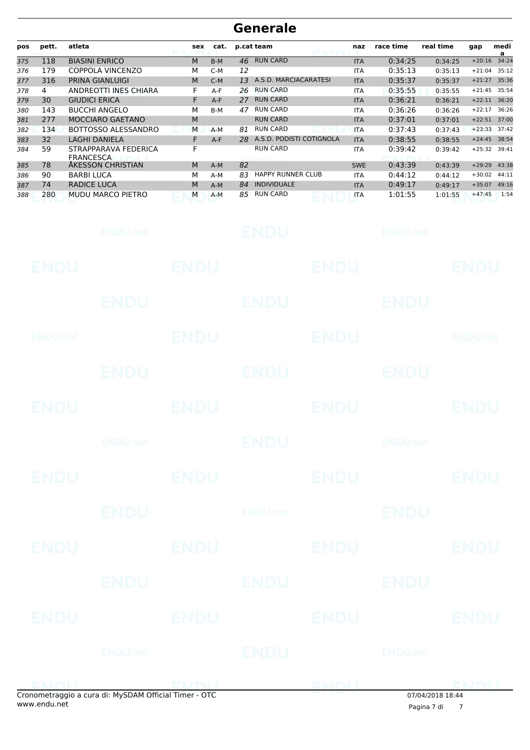# Generale

| pos | pett. | atleta | sex | cat. | p.cat | team | naz | race time | real time | gap | media |
|---|---|---|---|---|---|---|---|---|---|---|---|
| 375 | 118 | BIASINI ENRICO | M | B-M | 46 | RUN CARD | ITA | 0:34:25 | 0:34:25 | +20:16 | 34:24 |
| 376 | 179 | COPPOLA VINCENZO | M | C-M | 12 | | ITA | 0:35:13 | 0:35:13 | +21:04 | 35:12 |
| 377 | 316 | PRINA GIANLUIGI | M | C-M | 13 | A.S.D. MARCIACARATESI | ITA | 0:35:37 | 0:35:37 | +21:27 | 35:36 |
| 378 | 4 | ANDREOTTI INES CHIARA | F | A-F | 26 | RUN CARD | ITA | 0:35:55 | 0:35:55 | +21:45 | 35:54 |
| 379 | 30 | GIUDICI ERICA | F | A-F | 27 | RUN CARD | ITA | 0:36:21 | 0:36:21 | +22:11 | 36:20 |
| 380 | 143 | BUCCHI ANGELO | M | B-M | 47 | RUN CARD | ITA | 0:36:26 | 0:36:26 | +22:17 | 36:26 |
| 381 | 277 | MOCCIARO GAETANO | M | | | RUN CARD | ITA | 0:37:01 | 0:37:01 | +22:51 | 37:00 |
| 382 | 134 | BOTTOSSO ALESSANDRO | M | A-M | 81 | RUN CARD | ITA | 0:37:43 | 0:37:43 | +23:33 | 37:42 |
| 383 | 32 | LAGHI DANIELA | F | A-F | 28 | A.S.D. PODISTI COTIGNOLA | ITA | 0:38:55 | 0:38:55 | +24:45 | 38:54 |
| 384 | 59 | STRAPPARAVA FEDERICA FRANCESCA | F | | | RUN CARD | ITA | 0:39:42 | 0:39:42 | +25:32 | 39:41 |
| 385 | 78 | ÅKESSON CHRISTIAN | M | A-M | 82 | | SWE | 0:43:39 | 0:43:39 | +29:29 | 43:38 |
| 386 | 90 | BARBI LUCA | M | A-M | 83 | HAPPY RUNNER CLUB | ITA | 0:44:12 | 0:44:12 | +30:02 | 44:11 |
| 387 | 74 | RADICE LUCA | M | A-M | 84 | INDIVIDUALE | ITA | 0:49:17 | 0:49:17 | +35:07 | 49:16 |
| 388 | 280 | MUDU MARCO PIETRO | M | A-M | 85 | RUN CARD | ITA | 1:01:55 | 1:01:55 | +47:45 | 1:54 |

Cronometraggio a cura di: MySDAM Official Timer - OTC
www.endu.net

07/04/2018 18:44